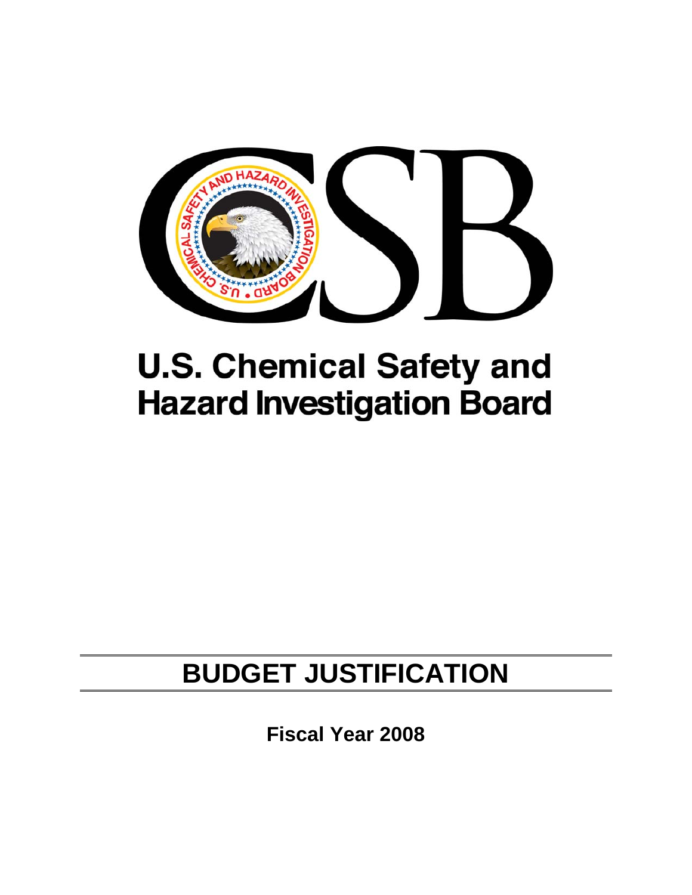# U.S. Chemical Safety and Hazard Investigation Board

# BUDGET JUSTIFICATION

**Fiscal Year 2008**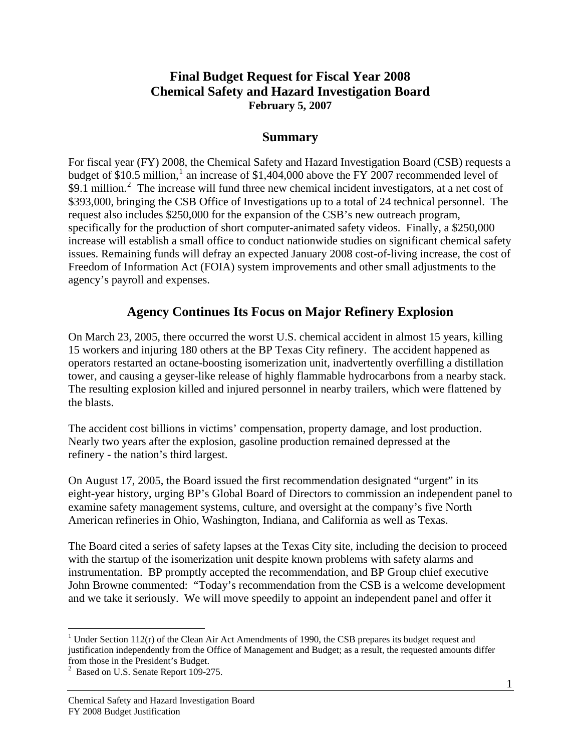# Final Budget Request for Fiscal Year 2008
# Chemical Safety and Hazard Investigation Board

**February 5, 2007**

## Summary

For fiscal year (FY) 2008, the Chemical Safety and Hazard Investigation Board (CSB) requests a budget of $10.5 million,[1] an increase of $1,404,000 above the FY 2007 recommended level of $9.1 million.[2] The increase will fund three new chemical incident investigators, at a net cost of $393,000, bringing the CSB Office of Investigations up to a total of 24 technical personnel. The request also includes $250,000 for the expansion of the CSB's new outreach program, specifically for the production of short computer-animated safety videos. Finally, a $250,000 increase will establish a small office to conduct nationwide studies on significant chemical safety issues. Remaining funds will defray an expected January 2008 cost-of-living increase, the cost of Freedom of Information Act (FOIA) system improvements and other small adjustments to the agency's payroll and expenses.

## Agency Continues Its Focus on Major Refinery Explosion

On March 23, 2005, there occurred the worst U.S. chemical accident in almost 15 years, killing 15 workers and injuring 180 others at the BP Texas City refinery. The accident happened as operators restarted an octane-boosting isomerization unit, inadvertently overfilling a distillation tower, and causing a geyser-like release of highly flammable hydrocarbons from a nearby stack. The resulting explosion killed and injured personnel in nearby trailers, which were flattened by the blasts.

The accident cost billions in victims' compensation, property damage, and lost production. Nearly two years after the explosion, gasoline production remained depressed at the refinery - the nation's third largest.

On August 17, 2005, the Board issued the first recommendation designated "urgent" in its eight-year history, urging BP's Global Board of Directors to commission an independent panel to examine safety management systems, culture, and oversight at the company's five North American refineries in Ohio, Washington, Indiana, and California as well as Texas.

The Board cited a series of safety lapses at the Texas City site, including the decision to proceed with the startup of the isomerization unit despite known problems with safety alarms and instrumentation. BP promptly accepted the recommendation, and BP Group chief executive John Browne commented: "Today's recommendation from the CSB is a welcome development and we take it seriously. We will move speedily to appoint an independent panel and offer it

---

[1] Under Section 112(r) of the Clean Air Act Amendments of 1990, the CSB prepares its budget request and justification independently from the Office of Management and Budget; as a result, the requested amounts differ from those in the President's Budget.

[2] Based on U.S. Senate Report 109-275.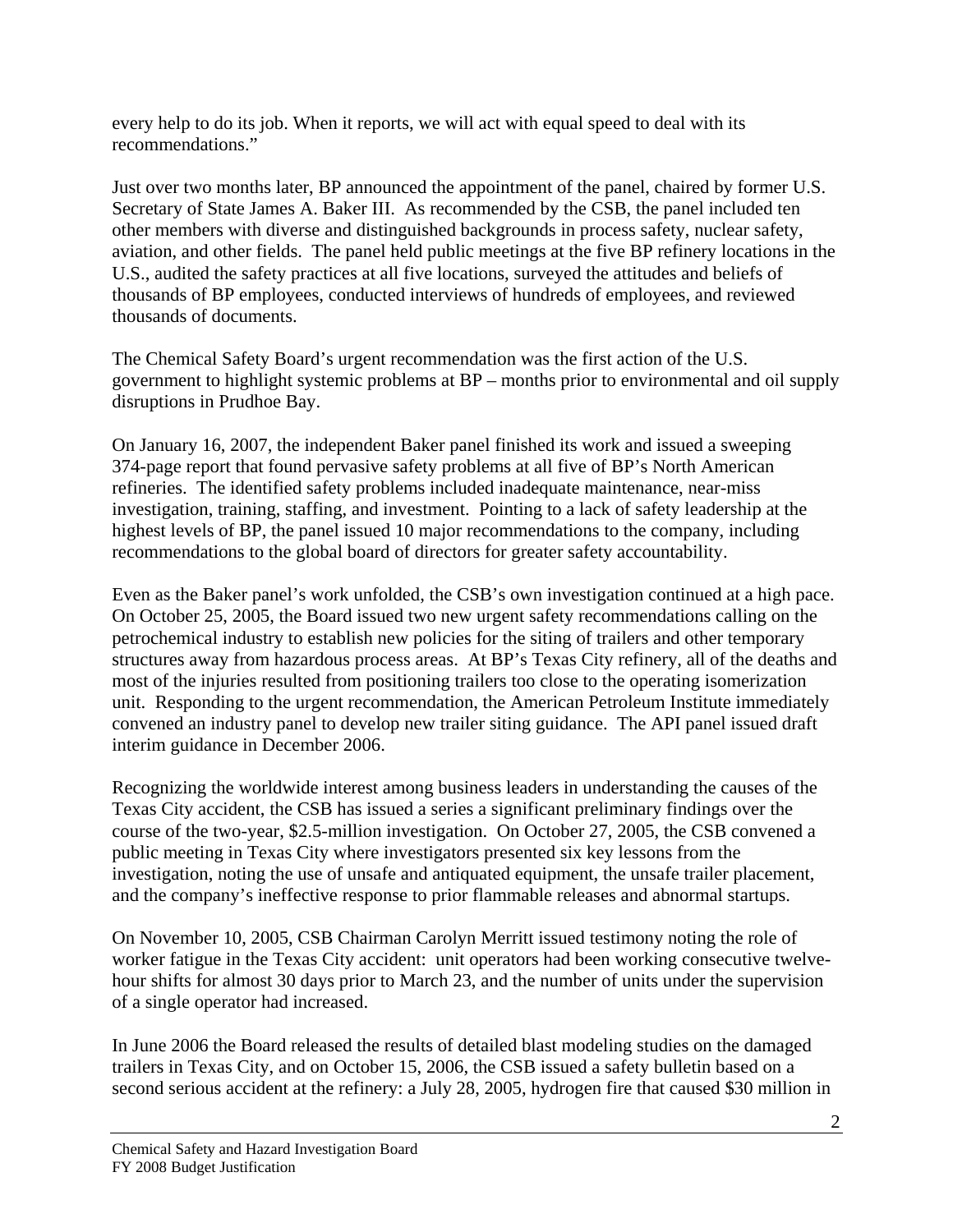every help to do its job. When it reports, we will act with equal speed to deal with its recommendations."

Just over two months later, BP announced the appointment of the panel, chaired by former U.S. Secretary of State James A. Baker III. As recommended by the CSB, the panel included ten other members with diverse and distinguished backgrounds in process safety, nuclear safety, aviation, and other fields. The panel held public meetings at the five BP refinery locations in the U.S., audited the safety practices at all five locations, surveyed the attitudes and beliefs of thousands of BP employees, conducted interviews of hundreds of employees, and reviewed thousands of documents.

The Chemical Safety Board's urgent recommendation was the first action of the U.S. government to highlight systemic problems at BP – months prior to environmental and oil supply disruptions in Prudhoe Bay.

On January 16, 2007, the independent Baker panel finished its work and issued a sweeping 374-page report that found pervasive safety problems at all five of BP's North American refineries. The identified safety problems included inadequate maintenance, near-miss investigation, training, staffing, and investment. Pointing to a lack of safety leadership at the highest levels of BP, the panel issued 10 major recommendations to the company, including recommendations to the global board of directors for greater safety accountability.

Even as the Baker panel's work unfolded, the CSB's own investigation continued at a high pace. On October 25, 2005, the Board issued two new urgent safety recommendations calling on the petrochemical industry to establish new policies for the siting of trailers and other temporary structures away from hazardous process areas. At BP's Texas City refinery, all of the deaths and most of the injuries resulted from positioning trailers too close to the operating isomerization unit. Responding to the urgent recommendation, the American Petroleum Institute immediately convened an industry panel to develop new trailer siting guidance. The API panel issued draft interim guidance in December 2006.

Recognizing the worldwide interest among business leaders in understanding the causes of the Texas City accident, the CSB has issued a series a significant preliminary findings over the course of the two-year, $2.5-million investigation. On October 27, 2005, the CSB convened a public meeting in Texas City where investigators presented six key lessons from the investigation, noting the use of unsafe and antiquated equipment, the unsafe trailer placement, and the company's ineffective response to prior flammable releases and abnormal startups.

On November 10, 2005, CSB Chairman Carolyn Merritt issued testimony noting the role of worker fatigue in the Texas City accident: unit operators had been working consecutive twelve-hour shifts for almost 30 days prior to March 23, and the number of units under the supervision of a single operator had increased.

In June 2006 the Board released the results of detailed blast modeling studies on the damaged trailers in Texas City, and on October 15, 2006, the CSB issued a safety bulletin based on a second serious accident at the refinery: a July 28, 2005, hydrogen fire that caused $30 million in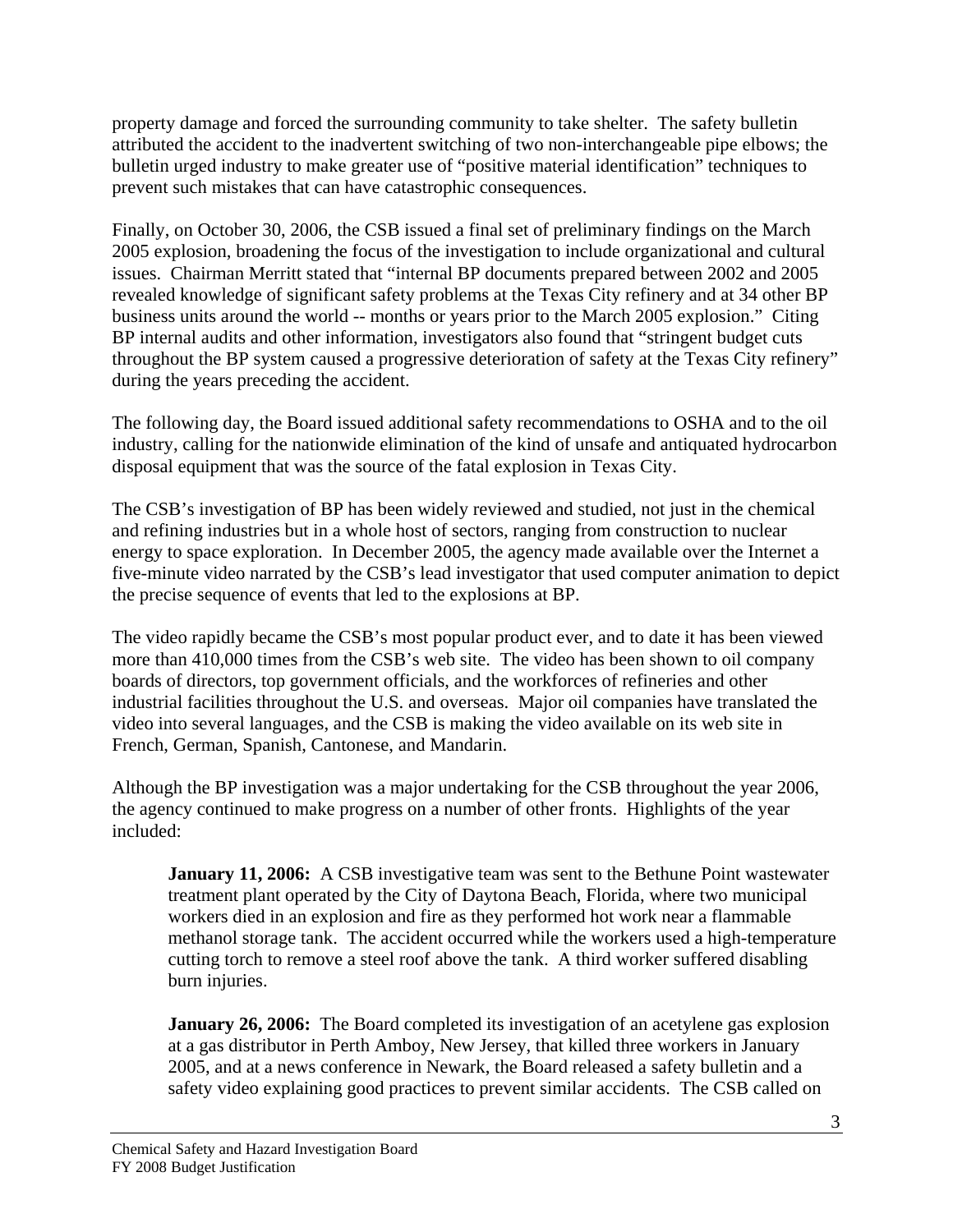property damage and forced the surrounding community to take shelter. The safety bulletin attributed the accident to the inadvertent switching of two non-interchangeable pipe elbows; the bulletin urged industry to make greater use of "positive material identification" techniques to prevent such mistakes that can have catastrophic consequences.

Finally, on October 30, 2006, the CSB issued a final set of preliminary findings on the March 2005 explosion, broadening the focus of the investigation to include organizational and cultural issues. Chairman Merritt stated that "internal BP documents prepared between 2002 and 2005 revealed knowledge of significant safety problems at the Texas City refinery and at 34 other BP business units around the world -- months or years prior to the March 2005 explosion." Citing BP internal audits and other information, investigators also found that "stringent budget cuts throughout the BP system caused a progressive deterioration of safety at the Texas City refinery" during the years preceding the accident.

The following day, the Board issued additional safety recommendations to OSHA and to the oil industry, calling for the nationwide elimination of the kind of unsafe and antiquated hydrocarbon disposal equipment that was the source of the fatal explosion in Texas City.

The CSB's investigation of BP has been widely reviewed and studied, not just in the chemical and refining industries but in a whole host of sectors, ranging from construction to nuclear energy to space exploration. In December 2005, the agency made available over the Internet a five-minute video narrated by the CSB's lead investigator that used computer animation to depict the precise sequence of events that led to the explosions at BP.

The video rapidly became the CSB's most popular product ever, and to date it has been viewed more than 410,000 times from the CSB's web site. The video has been shown to oil company boards of directors, top government officials, and the workforces of refineries and other industrial facilities throughout the U.S. and overseas. Major oil companies have translated the video into several languages, and the CSB is making the video available on its web site in French, German, Spanish, Cantonese, and Mandarin.

Although the BP investigation was a major undertaking for the CSB throughout the year 2006, the agency continued to make progress on a number of other fronts. Highlights of the year included:

> **January 11, 2006:** A CSB investigative team was sent to the Bethune Point wastewater treatment plant operated by the City of Daytona Beach, Florida, where two municipal workers died in an explosion and fire as they performed hot work near a flammable methanol storage tank. The accident occurred while the workers used a high-temperature cutting torch to remove a steel roof above the tank. A third worker suffered disabling burn injuries.
>
> **January 26, 2006:** The Board completed its investigation of an acetylene gas explosion at a gas distributor in Perth Amboy, New Jersey, that killed three workers in January 2005, and at a news conference in Newark, the Board released a safety bulletin and a safety video explaining good practices to prevent similar accidents. The CSB called on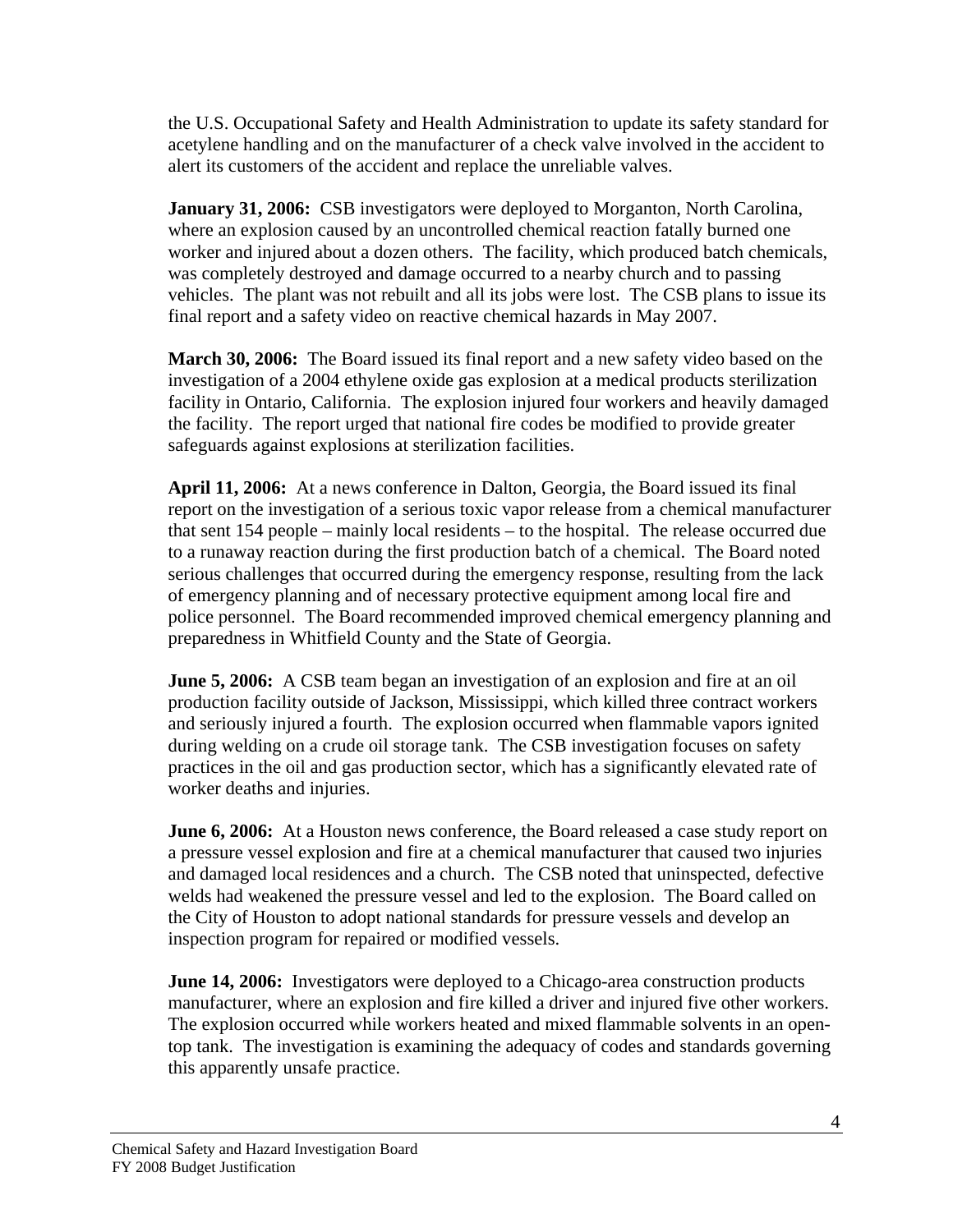the U.S. Occupational Safety and Health Administration to update its safety standard for acetylene handling and on the manufacturer of a check valve involved in the accident to alert its customers of the accident and replace the unreliable valves.

**January 31, 2006:** CSB investigators were deployed to Morganton, North Carolina, where an explosion caused by an uncontrolled chemical reaction fatally burned one worker and injured about a dozen others. The facility, which produced batch chemicals, was completely destroyed and damage occurred to a nearby church and to passing vehicles. The plant was not rebuilt and all its jobs were lost. The CSB plans to issue its final report and a safety video on reactive chemical hazards in May 2007.

**March 30, 2006:** The Board issued its final report and a new safety video based on the investigation of a 2004 ethylene oxide gas explosion at a medical products sterilization facility in Ontario, California. The explosion injured four workers and heavily damaged the facility. The report urged that national fire codes be modified to provide greater safeguards against explosions at sterilization facilities.

**April 11, 2006:** At a news conference in Dalton, Georgia, the Board issued its final report on the investigation of a serious toxic vapor release from a chemical manufacturer that sent 154 people – mainly local residents – to the hospital. The release occurred due to a runaway reaction during the first production batch of a chemical. The Board noted serious challenges that occurred during the emergency response, resulting from the lack of emergency planning and of necessary protective equipment among local fire and police personnel. The Board recommended improved chemical emergency planning and preparedness in Whitfield County and the State of Georgia.

**June 5, 2006:** A CSB team began an investigation of an explosion and fire at an oil production facility outside of Jackson, Mississippi, which killed three contract workers and seriously injured a fourth. The explosion occurred when flammable vapors ignited during welding on a crude oil storage tank. The CSB investigation focuses on safety practices in the oil and gas production sector, which has a significantly elevated rate of worker deaths and injuries.

**June 6, 2006:** At a Houston news conference, the Board released a case study report on a pressure vessel explosion and fire at a chemical manufacturer that caused two injuries and damaged local residences and a church. The CSB noted that uninspected, defective welds had weakened the pressure vessel and led to the explosion. The Board called on the City of Houston to adopt national standards for pressure vessels and develop an inspection program for repaired or modified vessels.

**June 14, 2006:** Investigators were deployed to a Chicago-area construction products manufacturer, where an explosion and fire killed a driver and injured five other workers. The explosion occurred while workers heated and mixed flammable solvents in an open-top tank. The investigation is examining the adequacy of codes and standards governing this apparently unsafe practice.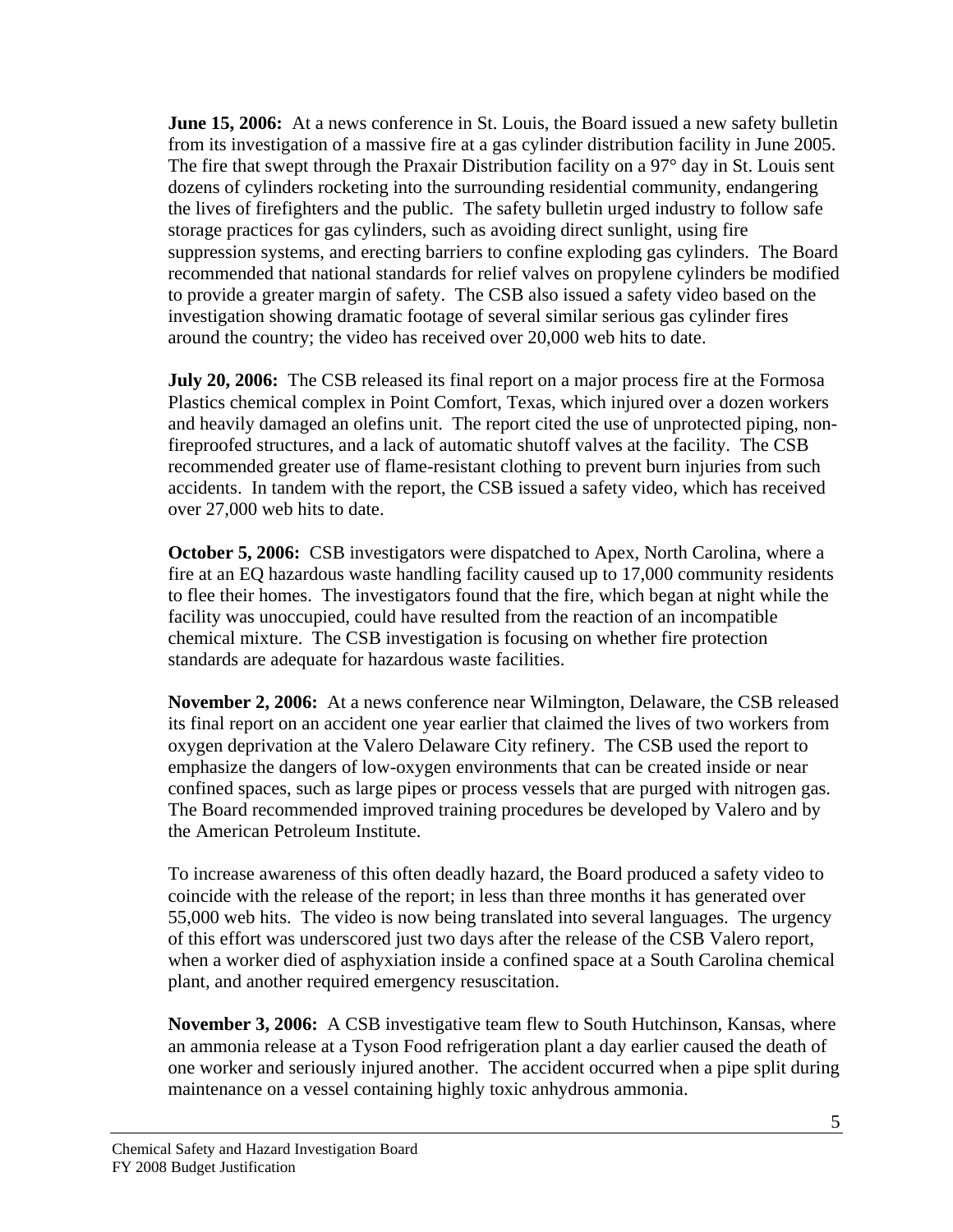**June 15, 2006:** At a news conference in St. Louis, the Board issued a new safety bulletin from its investigation of a massive fire at a gas cylinder distribution facility in June 2005. The fire that swept through the Praxair Distribution facility on a 97° day in St. Louis sent dozens of cylinders rocketing into the surrounding residential community, endangering the lives of firefighters and the public. The safety bulletin urged industry to follow safe storage practices for gas cylinders, such as avoiding direct sunlight, using fire suppression systems, and erecting barriers to confine exploding gas cylinders. The Board recommended that national standards for relief valves on propylene cylinders be modified to provide a greater margin of safety. The CSB also issued a safety video based on the investigation showing dramatic footage of several similar serious gas cylinder fires around the country; the video has received over 20,000 web hits to date.

**July 20, 2006:** The CSB released its final report on a major process fire at the Formosa Plastics chemical complex in Point Comfort, Texas, which injured over a dozen workers and heavily damaged an olefins unit. The report cited the use of unprotected piping, non-fireproofed structures, and a lack of automatic shutoff valves at the facility. The CSB recommended greater use of flame-resistant clothing to prevent burn injuries from such accidents. In tandem with the report, the CSB issued a safety video, which has received over 27,000 web hits to date.

**October 5, 2006:** CSB investigators were dispatched to Apex, North Carolina, where a fire at an EQ hazardous waste handling facility caused up to 17,000 community residents to flee their homes. The investigators found that the fire, which began at night while the facility was unoccupied, could have resulted from the reaction of an incompatible chemical mixture. The CSB investigation is focusing on whether fire protection standards are adequate for hazardous waste facilities.

**November 2, 2006:** At a news conference near Wilmington, Delaware, the CSB released its final report on an accident one year earlier that claimed the lives of two workers from oxygen deprivation at the Valero Delaware City refinery. The CSB used the report to emphasize the dangers of low-oxygen environments that can be created inside or near confined spaces, such as large pipes or process vessels that are purged with nitrogen gas. The Board recommended improved training procedures be developed by Valero and by the American Petroleum Institute.

To increase awareness of this often deadly hazard, the Board produced a safety video to coincide with the release of the report; in less than three months it has generated over 55,000 web hits. The video is now being translated into several languages. The urgency of this effort was underscored just two days after the release of the CSB Valero report, when a worker died of asphyxiation inside a confined space at a South Carolina chemical plant, and another required emergency resuscitation.

**November 3, 2006:** A CSB investigative team flew to South Hutchinson, Kansas, where an ammonia release at a Tyson Food refrigeration plant a day earlier caused the death of one worker and seriously injured another. The accident occurred when a pipe split during maintenance on a vessel containing highly toxic anhydrous ammonia.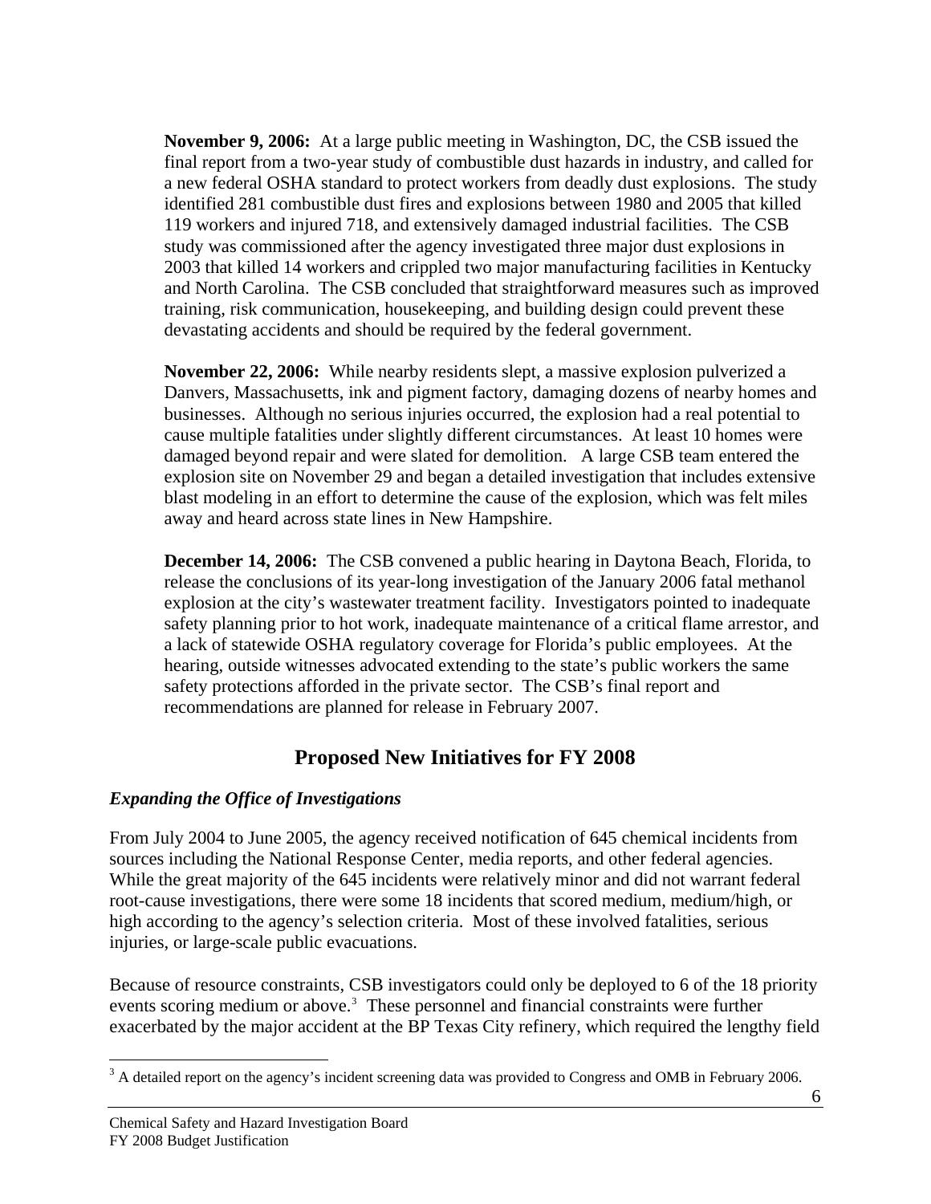**November 9, 2006:** At a large public meeting in Washington, DC, the CSB issued the final report from a two-year study of combustible dust hazards in industry, and called for a new federal OSHA standard to protect workers from deadly dust explosions. The study identified 281 combustible dust fires and explosions between 1980 and 2005 that killed 119 workers and injured 718, and extensively damaged industrial facilities. The CSB study was commissioned after the agency investigated three major dust explosions in 2003 that killed 14 workers and crippled two major manufacturing facilities in Kentucky and North Carolina. The CSB concluded that straightforward measures such as improved training, risk communication, housekeeping, and building design could prevent these devastating accidents and should be required by the federal government.

**November 22, 2006:** While nearby residents slept, a massive explosion pulverized a Danvers, Massachusetts, ink and pigment factory, damaging dozens of nearby homes and businesses. Although no serious injuries occurred, the explosion had a real potential to cause multiple fatalities under slightly different circumstances. At least 10 homes were damaged beyond repair and were slated for demolition. A large CSB team entered the explosion site on November 29 and began a detailed investigation that includes extensive blast modeling in an effort to determine the cause of the explosion, which was felt miles away and heard across state lines in New Hampshire.

**December 14, 2006:** The CSB convened a public hearing in Daytona Beach, Florida, to release the conclusions of its year-long investigation of the January 2006 fatal methanol explosion at the city's wastewater treatment facility. Investigators pointed to inadequate safety planning prior to hot work, inadequate maintenance of a critical flame arrestor, and a lack of statewide OSHA regulatory coverage for Florida's public employees. At the hearing, outside witnesses advocated extending to the state's public workers the same safety protections afforded in the private sector. The CSB's final report and recommendations are planned for release in February 2007.

## Proposed New Initiatives for FY 2008

### *Expanding the Office of Investigations*

From July 2004 to June 2005, the agency received notification of 645 chemical incidents from sources including the National Response Center, media reports, and other federal agencies. While the great majority of the 645 incidents were relatively minor and did not warrant federal root-cause investigations, there were some 18 incidents that scored medium, medium/high, or high according to the agency's selection criteria. Most of these involved fatalities, serious injuries, or large-scale public evacuations.

Because of resource constraints, CSB investigators could only be deployed to 6 of the 18 priority events scoring medium or above.[3] These personnel and financial constraints were further exacerbated by the major accident at the BP Texas City refinery, which required the lengthy field

[3] A detailed report on the agency's incident screening data was provided to Congress and OMB in February 2006.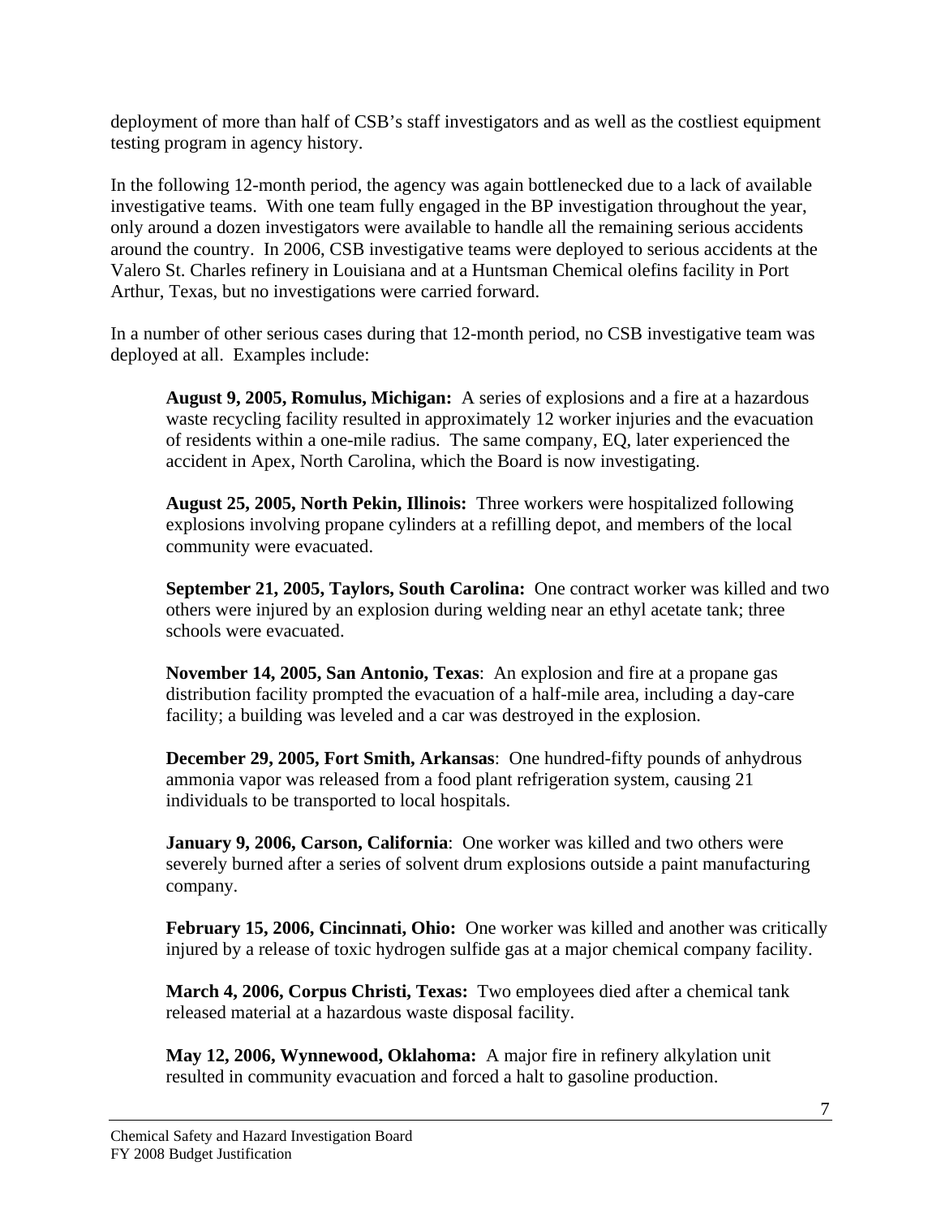deployment of more than half of CSB's staff investigators and as well as the costliest equipment testing program in agency history.

In the following 12-month period, the agency was again bottlenecked due to a lack of available investigative teams. With one team fully engaged in the BP investigation throughout the year, only around a dozen investigators were available to handle all the remaining serious accidents around the country. In 2006, CSB investigative teams were deployed to serious accidents at the Valero St. Charles refinery in Louisiana and at a Huntsman Chemical olefins facility in Port Arthur, Texas, but no investigations were carried forward.

In a number of other serious cases during that 12-month period, no CSB investigative team was deployed at all. Examples include:

> **August 9, 2005, Romulus, Michigan:** A series of explosions and a fire at a hazardous waste recycling facility resulted in approximately 12 worker injuries and the evacuation of residents within a one-mile radius. The same company, EQ, later experienced the accident in Apex, North Carolina, which the Board is now investigating.
>
> **August 25, 2005, North Pekin, Illinois:** Three workers were hospitalized following explosions involving propane cylinders at a refilling depot, and members of the local community were evacuated.
>
> **September 21, 2005, Taylors, South Carolina:** One contract worker was killed and two others were injured by an explosion during welding near an ethyl acetate tank; three schools were evacuated.
>
> **November 14, 2005, San Antonio, Texas**: An explosion and fire at a propane gas distribution facility prompted the evacuation of a half-mile area, including a day-care facility; a building was leveled and a car was destroyed in the explosion.
>
> **December 29, 2005, Fort Smith, Arkansas**: One hundred-fifty pounds of anhydrous ammonia vapor was released from a food plant refrigeration system, causing 21 individuals to be transported to local hospitals.
>
> **January 9, 2006, Carson, California**: One worker was killed and two others were severely burned after a series of solvent drum explosions outside a paint manufacturing company.
>
> **February 15, 2006, Cincinnati, Ohio:** One worker was killed and another was critically injured by a release of toxic hydrogen sulfide gas at a major chemical company facility.
>
> **March 4, 2006, Corpus Christi, Texas:** Two employees died after a chemical tank released material at a hazardous waste disposal facility.
>
> **May 12, 2006, Wynnewood, Oklahoma:** A major fire in refinery alkylation unit resulted in community evacuation and forced a halt to gasoline production.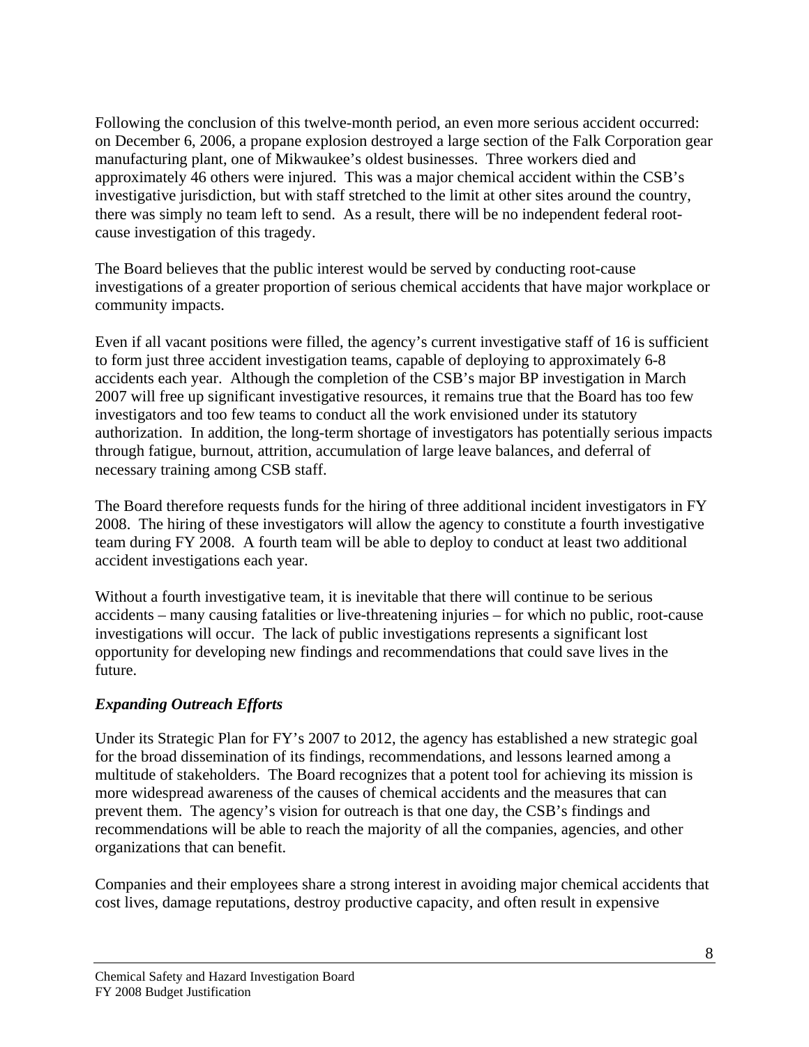Following the conclusion of this twelve-month period, an even more serious accident occurred: on December 6, 2006, a propane explosion destroyed a large section of the Falk Corporation gear manufacturing plant, one of Mikwaukee's oldest businesses. Three workers died and approximately 46 others were injured. This was a major chemical accident within the CSB's investigative jurisdiction, but with staff stretched to the limit at other sites around the country, there was simply no team left to send. As a result, there will be no independent federal root-cause investigation of this tragedy.

The Board believes that the public interest would be served by conducting root-cause investigations of a greater proportion of serious chemical accidents that have major workplace or community impacts.

Even if all vacant positions were filled, the agency's current investigative staff of 16 is sufficient to form just three accident investigation teams, capable of deploying to approximately 6-8 accidents each year. Although the completion of the CSB's major BP investigation in March 2007 will free up significant investigative resources, it remains true that the Board has too few investigators and too few teams to conduct all the work envisioned under its statutory authorization. In addition, the long-term shortage of investigators has potentially serious impacts through fatigue, burnout, attrition, accumulation of large leave balances, and deferral of necessary training among CSB staff.

The Board therefore requests funds for the hiring of three additional incident investigators in FY 2008. The hiring of these investigators will allow the agency to constitute a fourth investigative team during FY 2008. A fourth team will be able to deploy to conduct at least two additional accident investigations each year.

Without a fourth investigative team, it is inevitable that there will continue to be serious accidents – many causing fatalities or live-threatening injuries – for which no public, root-cause investigations will occur. The lack of public investigations represents a significant lost opportunity for developing new findings and recommendations that could save lives in the future.

***Expanding Outreach Efforts***

Under its Strategic Plan for FY's 2007 to 2012, the agency has established a new strategic goal for the broad dissemination of its findings, recommendations, and lessons learned among a multitude of stakeholders. The Board recognizes that a potent tool for achieving its mission is more widespread awareness of the causes of chemical accidents and the measures that can prevent them. The agency's vision for outreach is that one day, the CSB's findings and recommendations will be able to reach the majority of all the companies, agencies, and other organizations that can benefit.

Companies and their employees share a strong interest in avoiding major chemical accidents that cost lives, damage reputations, destroy productive capacity, and often result in expensive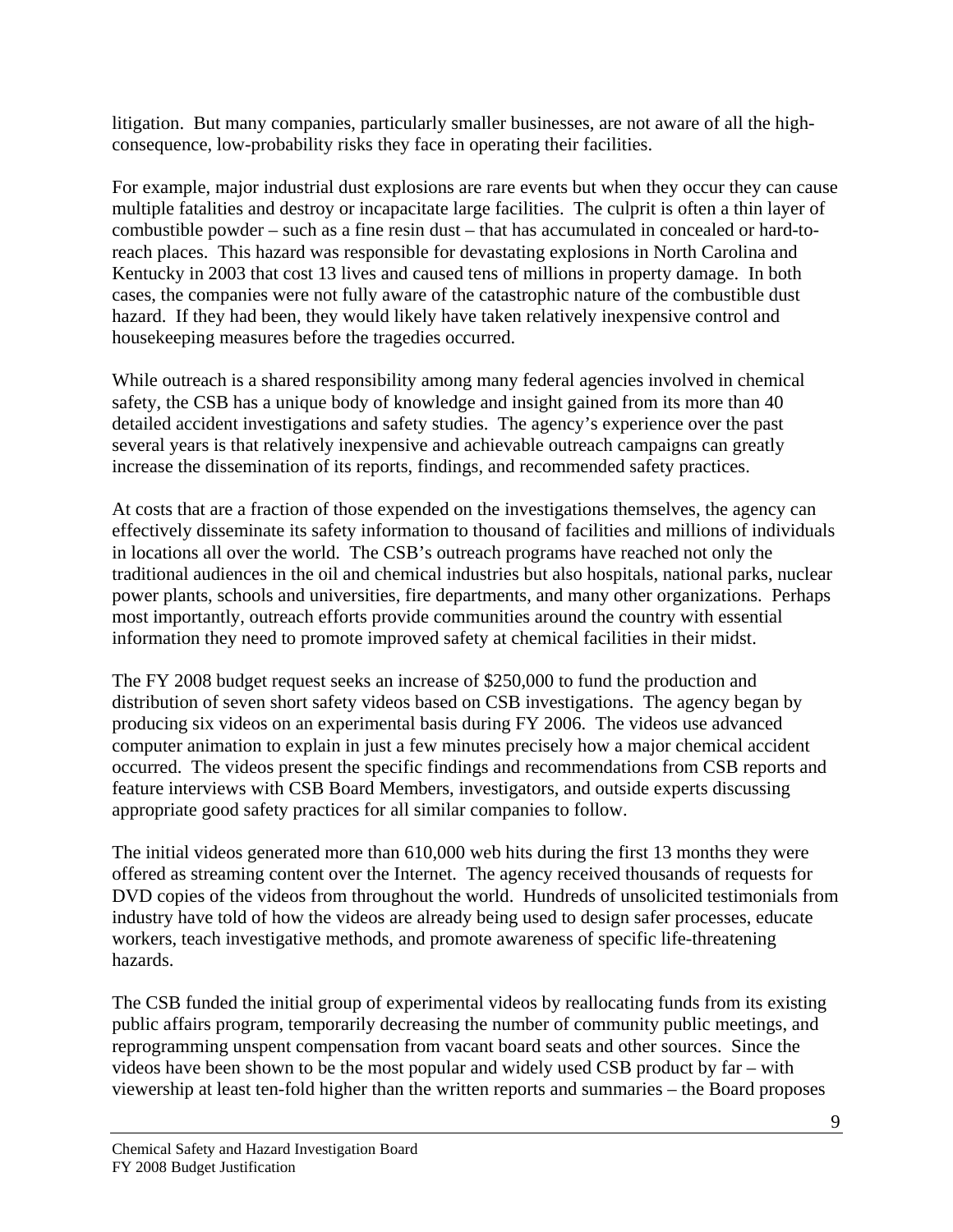litigation. But many companies, particularly smaller businesses, are not aware of all the high-consequence, low-probability risks they face in operating their facilities.

For example, major industrial dust explosions are rare events but when they occur they can cause multiple fatalities and destroy or incapacitate large facilities. The culprit is often a thin layer of combustible powder – such as a fine resin dust – that has accumulated in concealed or hard-to-reach places. This hazard was responsible for devastating explosions in North Carolina and Kentucky in 2003 that cost 13 lives and caused tens of millions in property damage. In both cases, the companies were not fully aware of the catastrophic nature of the combustible dust hazard. If they had been, they would likely have taken relatively inexpensive control and housekeeping measures before the tragedies occurred.

While outreach is a shared responsibility among many federal agencies involved in chemical safety, the CSB has a unique body of knowledge and insight gained from its more than 40 detailed accident investigations and safety studies. The agency's experience over the past several years is that relatively inexpensive and achievable outreach campaigns can greatly increase the dissemination of its reports, findings, and recommended safety practices.

At costs that are a fraction of those expended on the investigations themselves, the agency can effectively disseminate its safety information to thousand of facilities and millions of individuals in locations all over the world. The CSB's outreach programs have reached not only the traditional audiences in the oil and chemical industries but also hospitals, national parks, nuclear power plants, schools and universities, fire departments, and many other organizations. Perhaps most importantly, outreach efforts provide communities around the country with essential information they need to promote improved safety at chemical facilities in their midst.

The FY 2008 budget request seeks an increase of $250,000 to fund the production and distribution of seven short safety videos based on CSB investigations. The agency began by producing six videos on an experimental basis during FY 2006. The videos use advanced computer animation to explain in just a few minutes precisely how a major chemical accident occurred. The videos present the specific findings and recommendations from CSB reports and feature interviews with CSB Board Members, investigators, and outside experts discussing appropriate good safety practices for all similar companies to follow.

The initial videos generated more than 610,000 web hits during the first 13 months they were offered as streaming content over the Internet. The agency received thousands of requests for DVD copies of the videos from throughout the world. Hundreds of unsolicited testimonials from industry have told of how the videos are already being used to design safer processes, educate workers, teach investigative methods, and promote awareness of specific life-threatening hazards.

The CSB funded the initial group of experimental videos by reallocating funds from its existing public affairs program, temporarily decreasing the number of community public meetings, and reprogramming unspent compensation from vacant board seats and other sources. Since the videos have been shown to be the most popular and widely used CSB product by far – with viewership at least ten-fold higher than the written reports and summaries – the Board proposes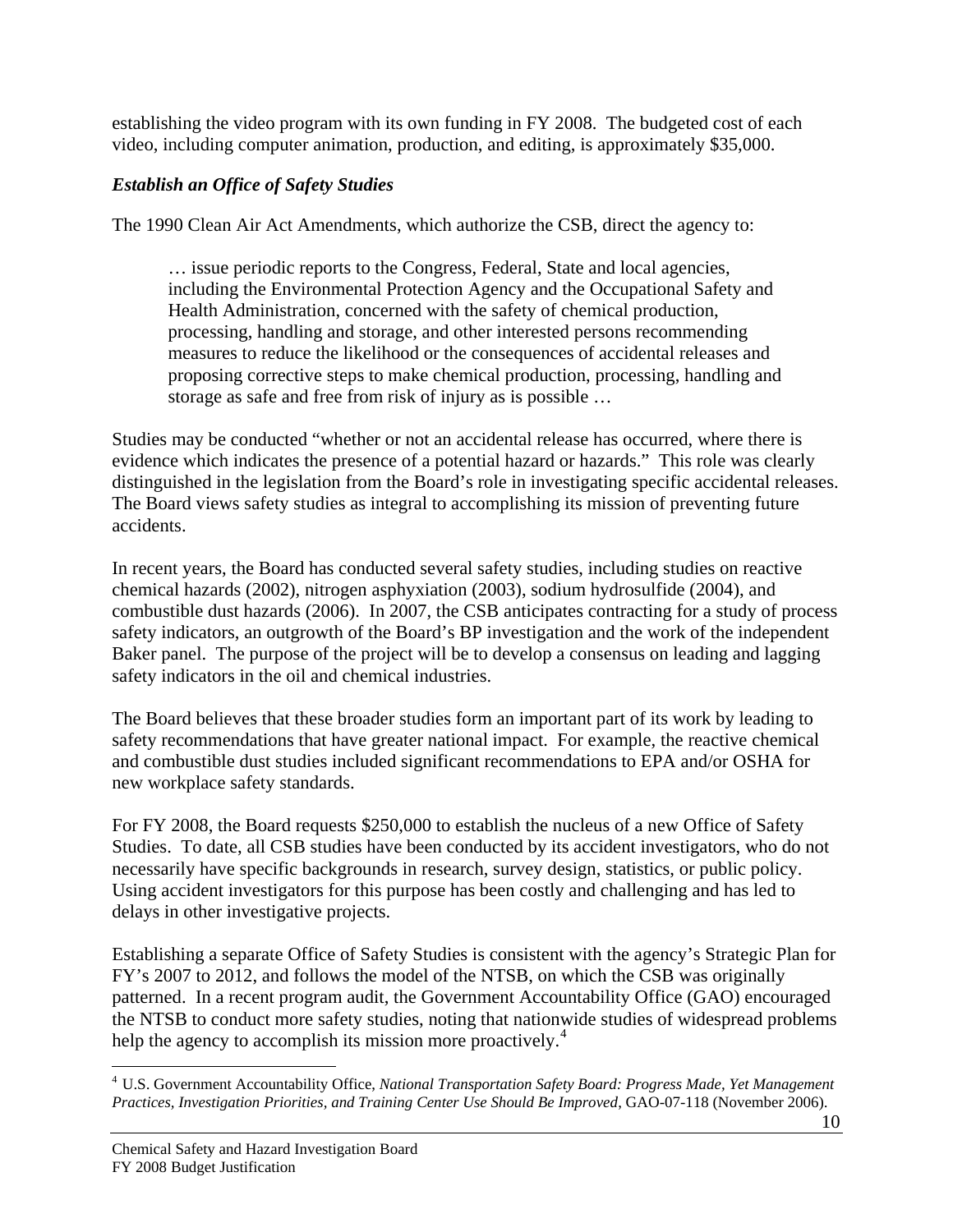establishing the video program with its own funding in FY 2008. The budgeted cost of each video, including computer animation, production, and editing, is approximately $35,000.

### *Establish an Office of Safety Studies*

The 1990 Clean Air Act Amendments, which authorize the CSB, direct the agency to:

> … issue periodic reports to the Congress, Federal, State and local agencies, including the Environmental Protection Agency and the Occupational Safety and Health Administration, concerned with the safety of chemical production, processing, handling and storage, and other interested persons recommending measures to reduce the likelihood or the consequences of accidental releases and proposing corrective steps to make chemical production, processing, handling and storage as safe and free from risk of injury as is possible …

Studies may be conducted "whether or not an accidental release has occurred, where there is evidence which indicates the presence of a potential hazard or hazards." This role was clearly distinguished in the legislation from the Board's role in investigating specific accidental releases. The Board views safety studies as integral to accomplishing its mission of preventing future accidents.

In recent years, the Board has conducted several safety studies, including studies on reactive chemical hazards (2002), nitrogen asphyxiation (2003), sodium hydrosulfide (2004), and combustible dust hazards (2006). In 2007, the CSB anticipates contracting for a study of process safety indicators, an outgrowth of the Board's BP investigation and the work of the independent Baker panel. The purpose of the project will be to develop a consensus on leading and lagging safety indicators in the oil and chemical industries.

The Board believes that these broader studies form an important part of its work by leading to safety recommendations that have greater national impact. For example, the reactive chemical and combustible dust studies included significant recommendations to EPA and/or OSHA for new workplace safety standards.

For FY 2008, the Board requests $250,000 to establish the nucleus of a new Office of Safety Studies. To date, all CSB studies have been conducted by its accident investigators, who do not necessarily have specific backgrounds in research, survey design, statistics, or public policy. Using accident investigators for this purpose has been costly and challenging and has led to delays in other investigative projects.

Establishing a separate Office of Safety Studies is consistent with the agency's Strategic Plan for FY's 2007 to 2012, and follows the model of the NTSB, on which the CSB was originally patterned. In a recent program audit, the Government Accountability Office (GAO) encouraged the NTSB to conduct more safety studies, noting that nationwide studies of widespread problems help the agency to accomplish its mission more proactively.[4]

---

[4] U.S. Government Accountability Office, *National Transportation Safety Board: Progress Made, Yet Management Practices, Investigation Priorities, and Training Center Use Should Be Improved*, GAO-07-118 (November 2006).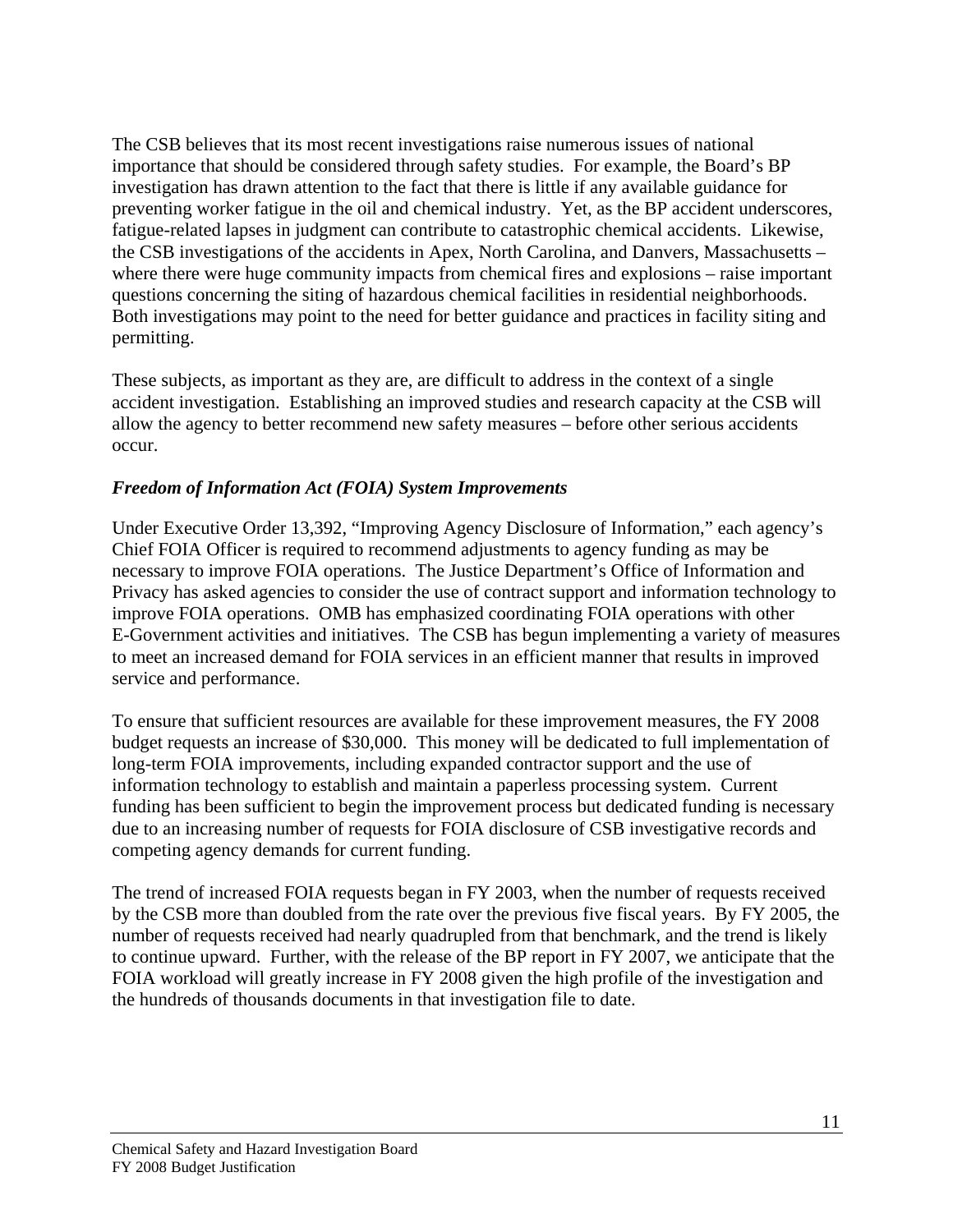The CSB believes that its most recent investigations raise numerous issues of national importance that should be considered through safety studies. For example, the Board's BP investigation has drawn attention to the fact that there is little if any available guidance for preventing worker fatigue in the oil and chemical industry. Yet, as the BP accident underscores, fatigue-related lapses in judgment can contribute to catastrophic chemical accidents. Likewise, the CSB investigations of the accidents in Apex, North Carolina, and Danvers, Massachusetts – where there were huge community impacts from chemical fires and explosions – raise important questions concerning the siting of hazardous chemical facilities in residential neighborhoods. Both investigations may point to the need for better guidance and practices in facility siting and permitting.

These subjects, as important as they are, are difficult to address in the context of a single accident investigation. Establishing an improved studies and research capacity at the CSB will allow the agency to better recommend new safety measures – before other serious accidents occur.

***Freedom of Information Act (FOIA) System Improvements***

Under Executive Order 13,392, "Improving Agency Disclosure of Information," each agency's Chief FOIA Officer is required to recommend adjustments to agency funding as may be necessary to improve FOIA operations. The Justice Department's Office of Information and Privacy has asked agencies to consider the use of contract support and information technology to improve FOIA operations. OMB has emphasized coordinating FOIA operations with other E-Government activities and initiatives. The CSB has begun implementing a variety of measures to meet an increased demand for FOIA services in an efficient manner that results in improved service and performance.

To ensure that sufficient resources are available for these improvement measures, the FY 2008 budget requests an increase of $30,000. This money will be dedicated to full implementation of long-term FOIA improvements, including expanded contractor support and the use of information technology to establish and maintain a paperless processing system. Current funding has been sufficient to begin the improvement process but dedicated funding is necessary due to an increasing number of requests for FOIA disclosure of CSB investigative records and competing agency demands for current funding.

The trend of increased FOIA requests began in FY 2003, when the number of requests received by the CSB more than doubled from the rate over the previous five fiscal years. By FY 2005, the number of requests received had nearly quadrupled from that benchmark, and the trend is likely to continue upward. Further, with the release of the BP report in FY 2007, we anticipate that the FOIA workload will greatly increase in FY 2008 given the high profile of the investigation and the hundreds of thousands documents in that investigation file to date.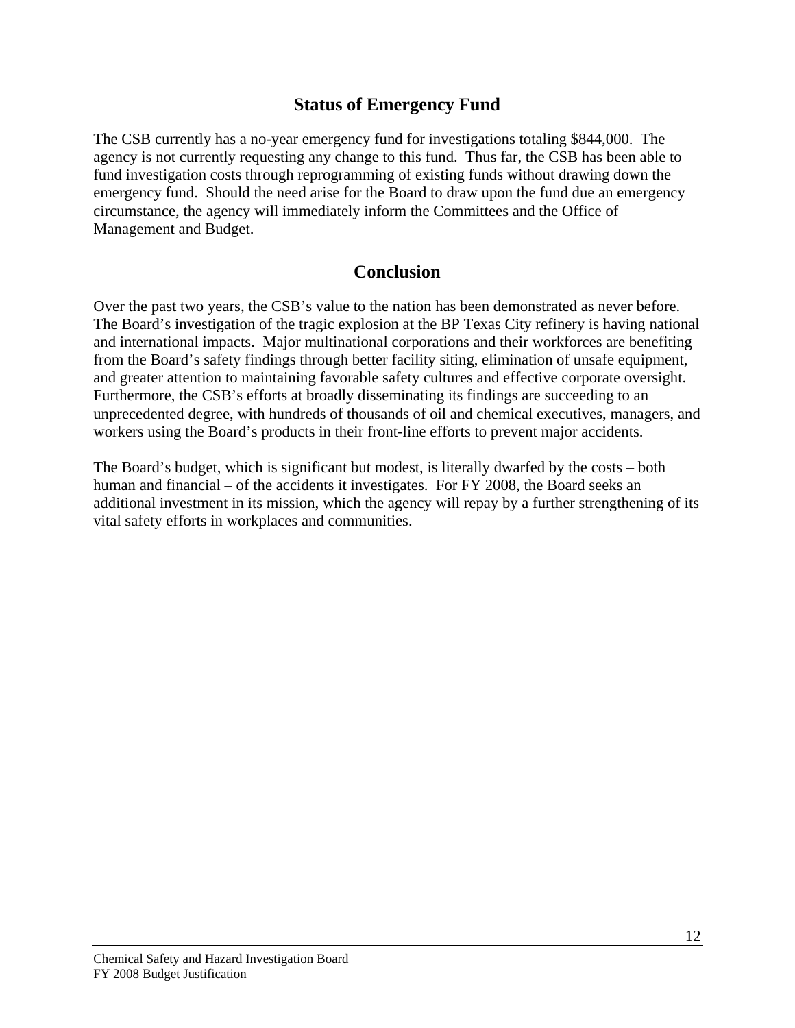## Status of Emergency Fund

The CSB currently has a no-year emergency fund for investigations totaling $844,000. The agency is not currently requesting any change to this fund. Thus far, the CSB has been able to fund investigation costs through reprogramming of existing funds without drawing down the emergency fund. Should the need arise for the Board to draw upon the fund due an emergency circumstance, the agency will immediately inform the Committees and the Office of Management and Budget.

## Conclusion

Over the past two years, the CSB's value to the nation has been demonstrated as never before. The Board's investigation of the tragic explosion at the BP Texas City refinery is having national and international impacts. Major multinational corporations and their workforces are benefiting from the Board's safety findings through better facility siting, elimination of unsafe equipment, and greater attention to maintaining favorable safety cultures and effective corporate oversight. Furthermore, the CSB's efforts at broadly disseminating its findings are succeeding to an unprecedented degree, with hundreds of thousands of oil and chemical executives, managers, and workers using the Board's products in their front-line efforts to prevent major accidents.

The Board's budget, which is significant but modest, is literally dwarfed by the costs – both human and financial – of the accidents it investigates. For FY 2008, the Board seeks an additional investment in its mission, which the agency will repay by a further strengthening of its vital safety efforts in workplaces and communities.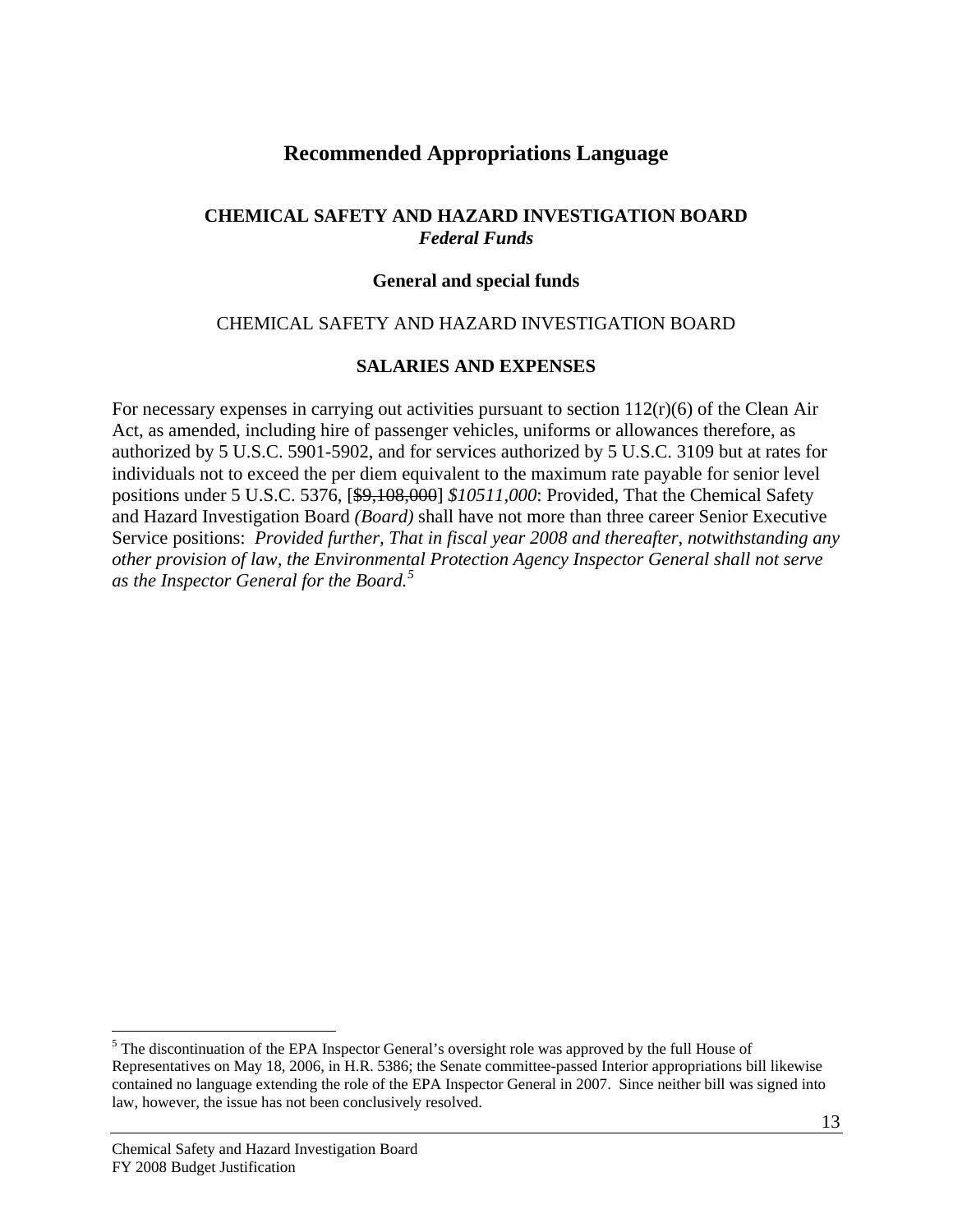# Recommended Appropriations Language

**CHEMICAL SAFETY AND HAZARD INVESTIGATION BOARD**
***Federal Funds***

**General and special funds**

CHEMICAL SAFETY AND HAZARD INVESTIGATION BOARD

**SALARIES AND EXPENSES**

For necessary expenses in carrying out activities pursuant to section 112(r)(6) of the Clean Air Act, as amended, including hire of passenger vehicles, uniforms or allowances therefore, as authorized by 5 U.S.C. 5901-5902, and for services authorized by 5 U.S.C. 3109 but at rates for individuals not to exceed the per diem equivalent to the maximum rate payable for senior level positions under 5 U.S.C. 5376, [~~$9,108,000~~] *$10511,000*: Provided, That the Chemical Safety and Hazard Investigation Board *(Board)* shall have not more than three career Senior Executive Service positions: *Provided further, That in fiscal year 2008 and thereafter, notwithstanding any other provision of law, the Environmental Protection Agency Inspector General shall not serve as the Inspector General for the Board.*[5]

---

[5] The discontinuation of the EPA Inspector General's oversight role was approved by the full House of Representatives on May 18, 2006, in H.R. 5386; the Senate committee-passed Interior appropriations bill likewise contained no language extending the role of the EPA Inspector General in 2007. Since neither bill was signed into law, however, the issue has not been conclusively resolved.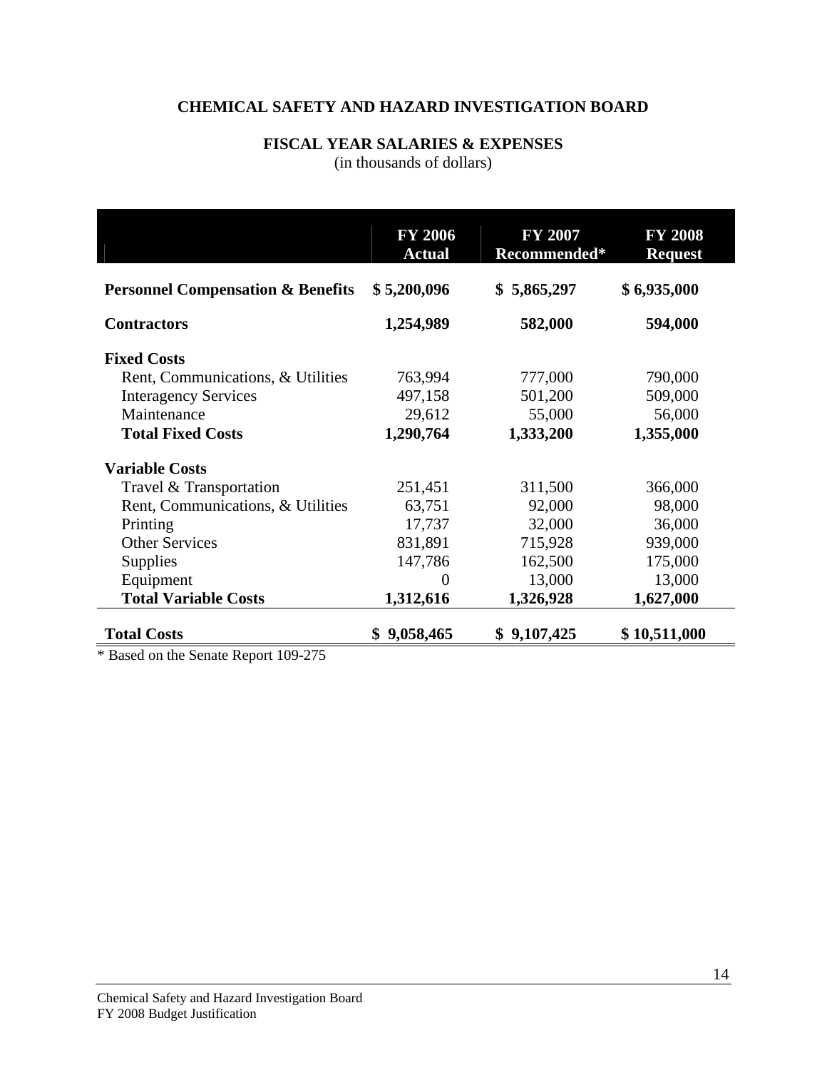# CHEMICAL SAFETY AND HAZARD INVESTIGATION BOARD

## FISCAL YEAR SALARIES & EXPENSES

(in thousands of dollars)

| | FY 2006 Actual | FY 2007 Recommended* | FY 2008 Request |
|---|---|---|---|
| **Personnel Compensation & Benefits** | **$ 5,200,096** | **$ 5,865,297** | **$ 6,935,000** |
| **Contractors** | **1,254,989** | **582,000** | **594,000** |
| **Fixed Costs** | | | |
| Rent, Communications, & Utilities | 763,994 | 777,000 | 790,000 |
| Interagency Services | 497,158 | 501,200 | 509,000 |
| Maintenance | 29,612 | 55,000 | 56,000 |
| **Total Fixed Costs** | **1,290,764** | **1,333,200** | **1,355,000** |
| **Variable Costs** | | | |
| Travel & Transportation | 251,451 | 311,500 | 366,000 |
| Rent, Communications, & Utilities | 63,751 | 92,000 | 98,000 |
| Printing | 17,737 | 32,000 | 36,000 |
| Other Services | 831,891 | 715,928 | 939,000 |
| Supplies | 147,786 | 162,500 | 175,000 |
| Equipment | 0 | 13,000 | 13,000 |
| **Total Variable Costs** | **1,312,616** | **1,326,928** | **1,627,000** |
| **Total Costs** | **$ 9,058,465** | **$ 9,107,425** | **$ 10,511,000** |

* Based on the Senate Report 109-275

Chemical Safety and Hazard Investigation Board
FY 2008 Budget Justification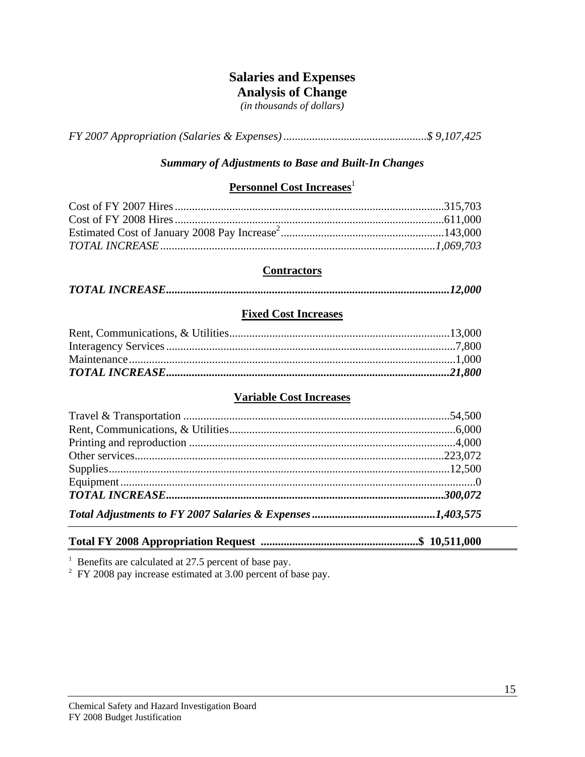# Salaries and Expenses
## Analysis of Change

*(in thousands of dollars)*

*FY 2007 Appropriation (Salaries & Expenses)* .................................................*$ 9,107,425*

### *Summary of Adjustments to Base and Built-In Changes*

#### Personnel Cost Increases[1]

| | |
|---|---|
| Cost of FY 2007 Hires | 315,703 |
| Cost of FY 2008 Hires | 611,000 |
| Estimated Cost of January 2008 Pay Increase[2] | 143,000 |
| *TOTAL INCREASE* | *1,069,703* |

#### Contractors

| | |
|---|---|
| ***TOTAL INCREASE*** | ***12,000*** |

#### Fixed Cost Increases

| | |
|---|---|
| Rent, Communications, & Utilities | 13,000 |
| Interagency Services | 7,800 |
| Maintenance | 1,000 |
| ***TOTAL INCREASE*** | ***21,800*** |

#### Variable Cost Increases

| | |
|---|---|
| Travel & Transportation | 54,500 |
| Rent, Communications, & Utilities | 6,000 |
| Printing and reproduction | 4,000 |
| Other services | 223,072 |
| Supplies | 12,500 |
| Equipment | 0 |
| ***TOTAL INCREASE*** | ***300,072*** |
| ***Total Adjustments to FY 2007 Salaries & Expenses*** | ***1,403,575*** |

**Total FY 2008 Appropriation Request** .......................................................**$ 10,511,000**

[1] Benefits are calculated at 27.5 percent of base pay.
[2] FY 2008 pay increase estimated at 3.00 percent of base pay.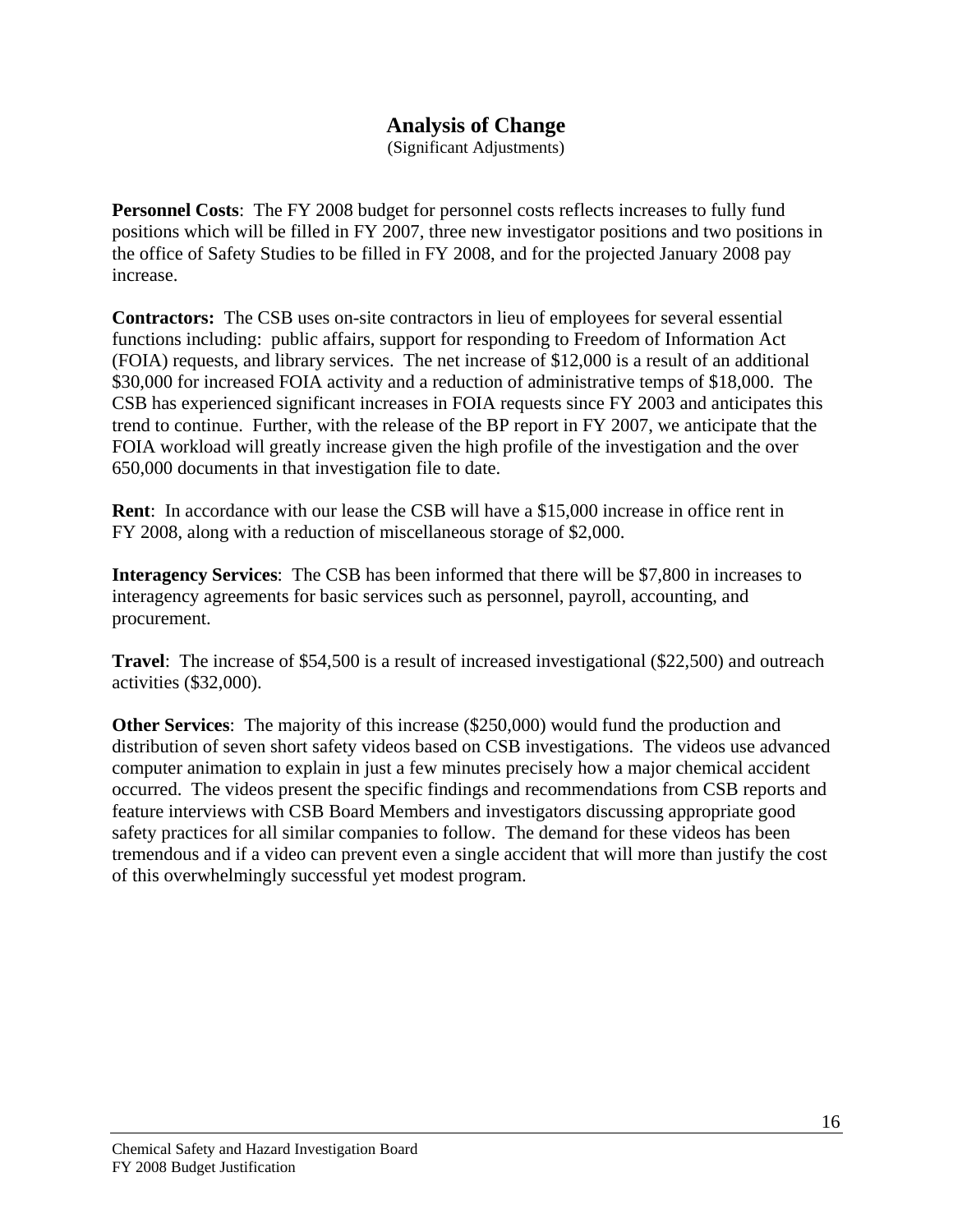# Analysis of Change

(Significant Adjustments)

**Personnel Costs**: The FY 2008 budget for personnel costs reflects increases to fully fund positions which will be filled in FY 2007, three new investigator positions and two positions in the office of Safety Studies to be filled in FY 2008, and for the projected January 2008 pay increase.

**Contractors:** The CSB uses on-site contractors in lieu of employees for several essential functions including: public affairs, support for responding to Freedom of Information Act (FOIA) requests, and library services. The net increase of $12,000 is a result of an additional $30,000 for increased FOIA activity and a reduction of administrative temps of $18,000. The CSB has experienced significant increases in FOIA requests since FY 2003 and anticipates this trend to continue. Further, with the release of the BP report in FY 2007, we anticipate that the FOIA workload will greatly increase given the high profile of the investigation and the over 650,000 documents in that investigation file to date.

**Rent**: In accordance with our lease the CSB will have a $15,000 increase in office rent in FY 2008, along with a reduction of miscellaneous storage of $2,000.

**Interagency Services**: The CSB has been informed that there will be $7,800 in increases to interagency agreements for basic services such as personnel, payroll, accounting, and procurement.

**Travel**: The increase of $54,500 is a result of increased investigational ($22,500) and outreach activities ($32,000).

**Other Services**: The majority of this increase ($250,000) would fund the production and distribution of seven short safety videos based on CSB investigations. The videos use advanced computer animation to explain in just a few minutes precisely how a major chemical accident occurred. The videos present the specific findings and recommendations from CSB reports and feature interviews with CSB Board Members and investigators discussing appropriate good safety practices for all similar companies to follow. The demand for these videos has been tremendous and if a video can prevent even a single accident that will more than justify the cost of this overwhelmingly successful yet modest program.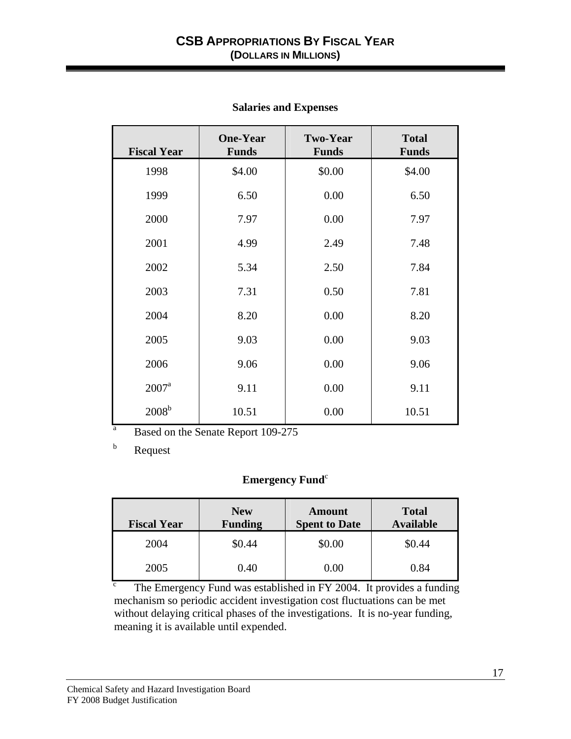# CSB APPROPRIATIONS BY FISCAL YEAR
## (DOLLARS IN MILLIONS)

**Salaries and Expenses**

| Fiscal Year | One-Year Funds | Two-Year Funds | Total Funds |
|---|---|---|---|
| 1998 | $4.00 | $0.00 | $4.00 |
| 1999 | 6.50 | 0.00 | 6.50 |
| 2000 | 7.97 | 0.00 | 7.97 |
| 2001 | 4.99 | 2.49 | 7.48 |
| 2002 | 5.34 | 2.50 | 7.84 |
| 2003 | 7.31 | 0.50 | 7.81 |
| 2004 | 8.20 | 0.00 | 8.20 |
| 2005 | 9.03 | 0.00 | 9.03 |
| 2006 | 9.06 | 0.00 | 9.06 |
| 2007[a] | 9.11 | 0.00 | 9.11 |
| 2008[b] | 10.51 | 0.00 | 10.51 |

[a] Based on the Senate Report 109-275

[b] Request

**Emergency Fund**[c]

| Fiscal Year | New Funding | Amount Spent to Date | Total Available |
|---|---|---|---|
| 2004 | $0.44 | $0.00 | $0.44 |
| 2005 | 0.40 | 0.00 | 0.84 |

[c] The Emergency Fund was established in FY 2004. It provides a funding mechanism so periodic accident investigation cost fluctuations can be met without delaying critical phases of the investigations. It is no-year funding, meaning it is available until expended.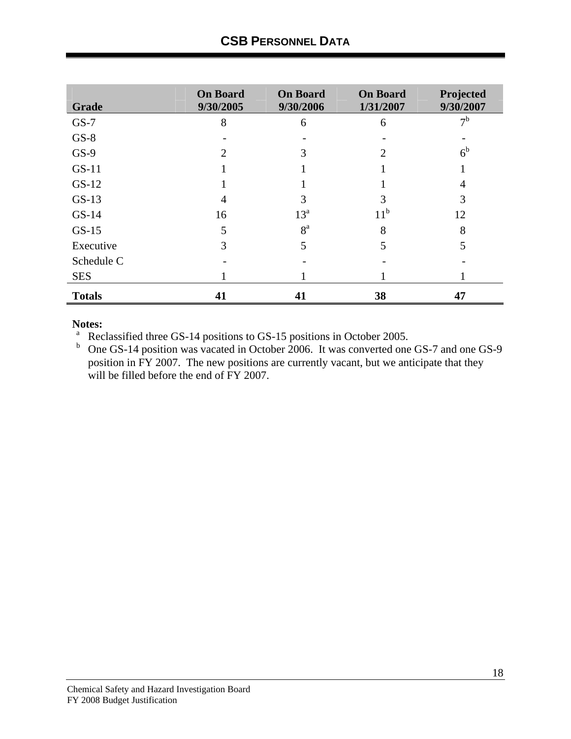## CSB PERSONNEL DATA

| Grade | On Board 9/30/2005 | On Board 9/30/2006 | On Board 1/31/2007 | Projected 9/30/2007 |
|---|---|---|---|---|
| GS-7 | 8 | 6 | 6 | 7[b] |
| GS-8 | - | - | - | - |
| GS-9 | 2 | 3 | 2 | 6[b] |
| GS-11 | 1 | 1 | 1 | 1 |
| GS-12 | 1 | 1 | 1 | 4 |
| GS-13 | 4 | 3 | 3 | 3 |
| GS-14 | 16 | 13[a] | 11[b] | 12 |
| GS-15 | 5 | 8[a] | 8 | 8 |
| Executive | 3 | 5 | 5 | 5 |
| Schedule C | - | - | - | - |
| SES | 1 | 1 | 1 | 1 |
| **Totals** | **41** | **41** | **38** | **47** |

**Notes:**

[a] Reclassified three GS-14 positions to GS-15 positions in October 2005.

[b] One GS-14 position was vacated in October 2006. It was converted one GS-7 and one GS-9 position in FY 2007. The new positions are currently vacant, but we anticipate that they will be filled before the end of FY 2007.